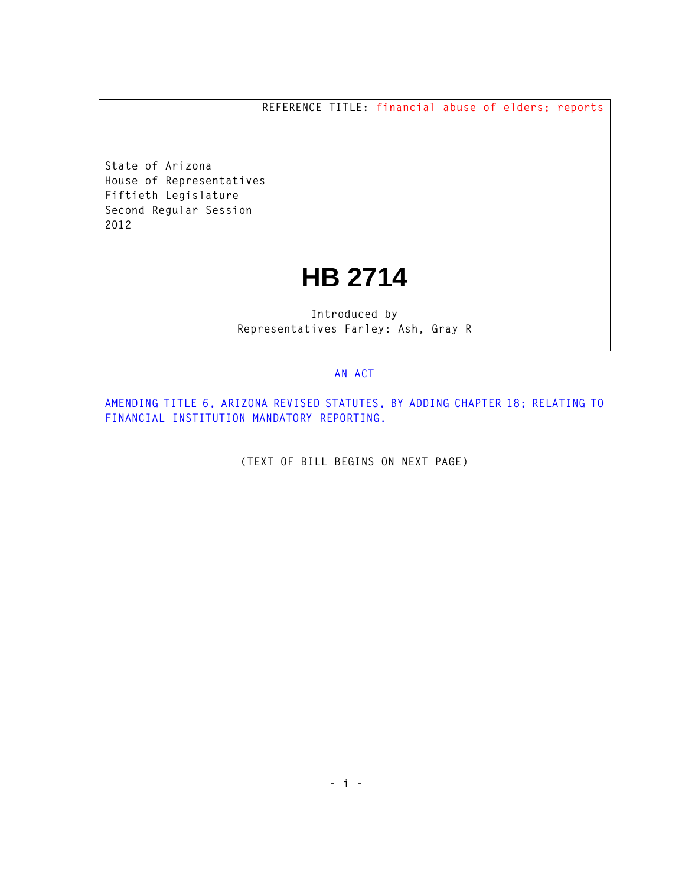REFERENCE TITLE: financial abuse of elders; reports

State of Arizona
House of Representatives
Fiftieth Legislature
Second Regular Session
2012

# HB 2714

Introduced by
Representatives Farley: Ash, Gray R

AN ACT

AMENDING TITLE 6, ARIZONA REVISED STATUTES, BY ADDING CHAPTER 18; RELATING TO FINANCIAL INSTITUTION MANDATORY REPORTING.

(TEXT OF BILL BEGINS ON NEXT PAGE)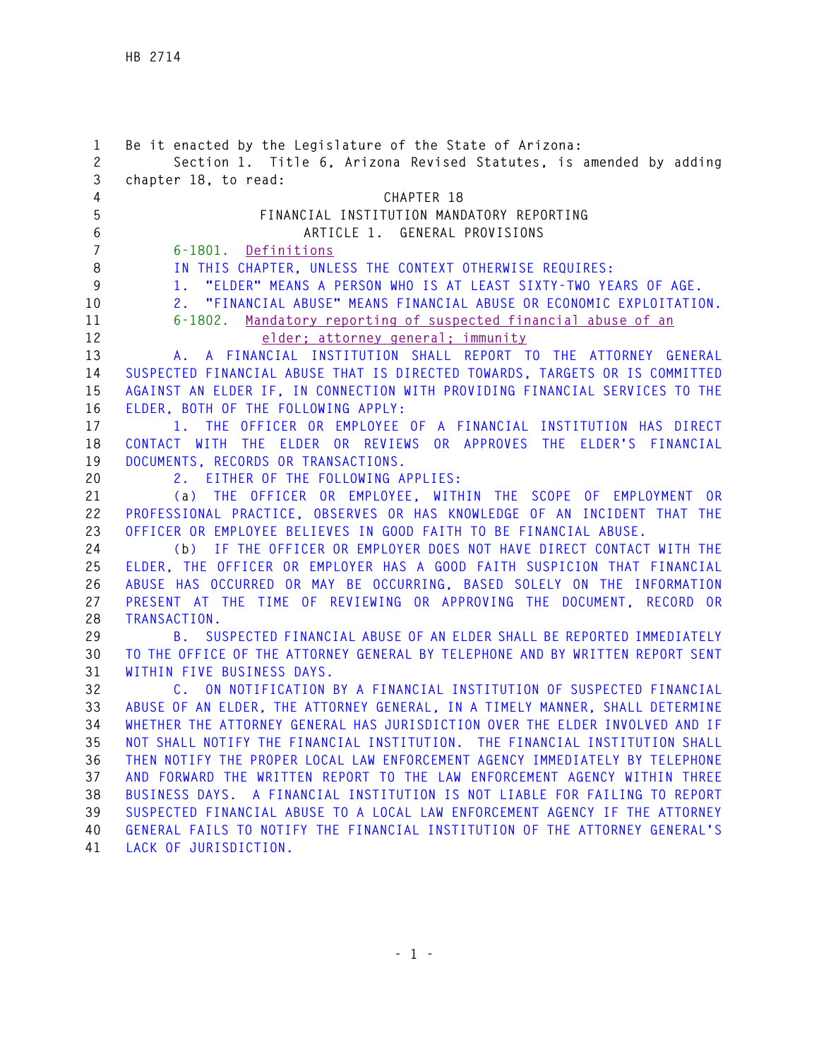Be it enacted by the Legislature of the State of Arizona:

Section 1. Title 6, Arizona Revised Statutes, is amended by adding chapter 18, to read:

CHAPTER 18

FINANCIAL INSTITUTION MANDATORY REPORTING

ARTICLE 1. GENERAL PROVISIONS

6-1801. Definitions

IN THIS CHAPTER, UNLESS THE CONTEXT OTHERWISE REQUIRES:

1. "ELDER" MEANS A PERSON WHO IS AT LEAST SIXTY-TWO YEARS OF AGE.

2. "FINANCIAL ABUSE" MEANS FINANCIAL ABUSE OR ECONOMIC EXPLOITATION.

6-1802. Mandatory reporting of suspected financial abuse of an elder; attorney general; immunity

A. A FINANCIAL INSTITUTION SHALL REPORT TO THE ATTORNEY GENERAL SUSPECTED FINANCIAL ABUSE THAT IS DIRECTED TOWARDS, TARGETS OR IS COMMITTED AGAINST AN ELDER IF, IN CONNECTION WITH PROVIDING FINANCIAL SERVICES TO THE ELDER, BOTH OF THE FOLLOWING APPLY:

1. THE OFFICER OR EMPLOYEE OF A FINANCIAL INSTITUTION HAS DIRECT CONTACT WITH THE ELDER OR REVIEWS OR APPROVES THE ELDER'S FINANCIAL DOCUMENTS, RECORDS OR TRANSACTIONS.

2. EITHER OF THE FOLLOWING APPLIES:

(a) THE OFFICER OR EMPLOYEE, WITHIN THE SCOPE OF EMPLOYMENT OR PROFESSIONAL PRACTICE, OBSERVES OR HAS KNOWLEDGE OF AN INCIDENT THAT THE OFFICER OR EMPLOYEE BELIEVES IN GOOD FAITH TO BE FINANCIAL ABUSE.

(b) IF THE OFFICER OR EMPLOYER DOES NOT HAVE DIRECT CONTACT WITH THE ELDER, THE OFFICER OR EMPLOYER HAS A GOOD FAITH SUSPICION THAT FINANCIAL ABUSE HAS OCCURRED OR MAY BE OCCURRING, BASED SOLELY ON THE INFORMATION PRESENT AT THE TIME OF REVIEWING OR APPROVING THE DOCUMENT, RECORD OR TRANSACTION.

B. SUSPECTED FINANCIAL ABUSE OF AN ELDER SHALL BE REPORTED IMMEDIATELY TO THE OFFICE OF THE ATTORNEY GENERAL BY TELEPHONE AND BY WRITTEN REPORT SENT WITHIN FIVE BUSINESS DAYS.

C. ON NOTIFICATION BY A FINANCIAL INSTITUTION OF SUSPECTED FINANCIAL ABUSE OF AN ELDER, THE ATTORNEY GENERAL, IN A TIMELY MANNER, SHALL DETERMINE WHETHER THE ATTORNEY GENERAL HAS JURISDICTION OVER THE ELDER INVOLVED AND IF NOT SHALL NOTIFY THE FINANCIAL INSTITUTION. THE FINANCIAL INSTITUTION SHALL THEN NOTIFY THE PROPER LOCAL LAW ENFORCEMENT AGENCY IMMEDIATELY BY TELEPHONE AND FORWARD THE WRITTEN REPORT TO THE LAW ENFORCEMENT AGENCY WITHIN THREE BUSINESS DAYS. A FINANCIAL INSTITUTION IS NOT LIABLE FOR FAILING TO REPORT SUSPECTED FINANCIAL ABUSE TO A LOCAL LAW ENFORCEMENT AGENCY IF THE ATTORNEY GENERAL FAILS TO NOTIFY THE FINANCIAL INSTITUTION OF THE ATTORNEY GENERAL'S LACK OF JURISDICTION.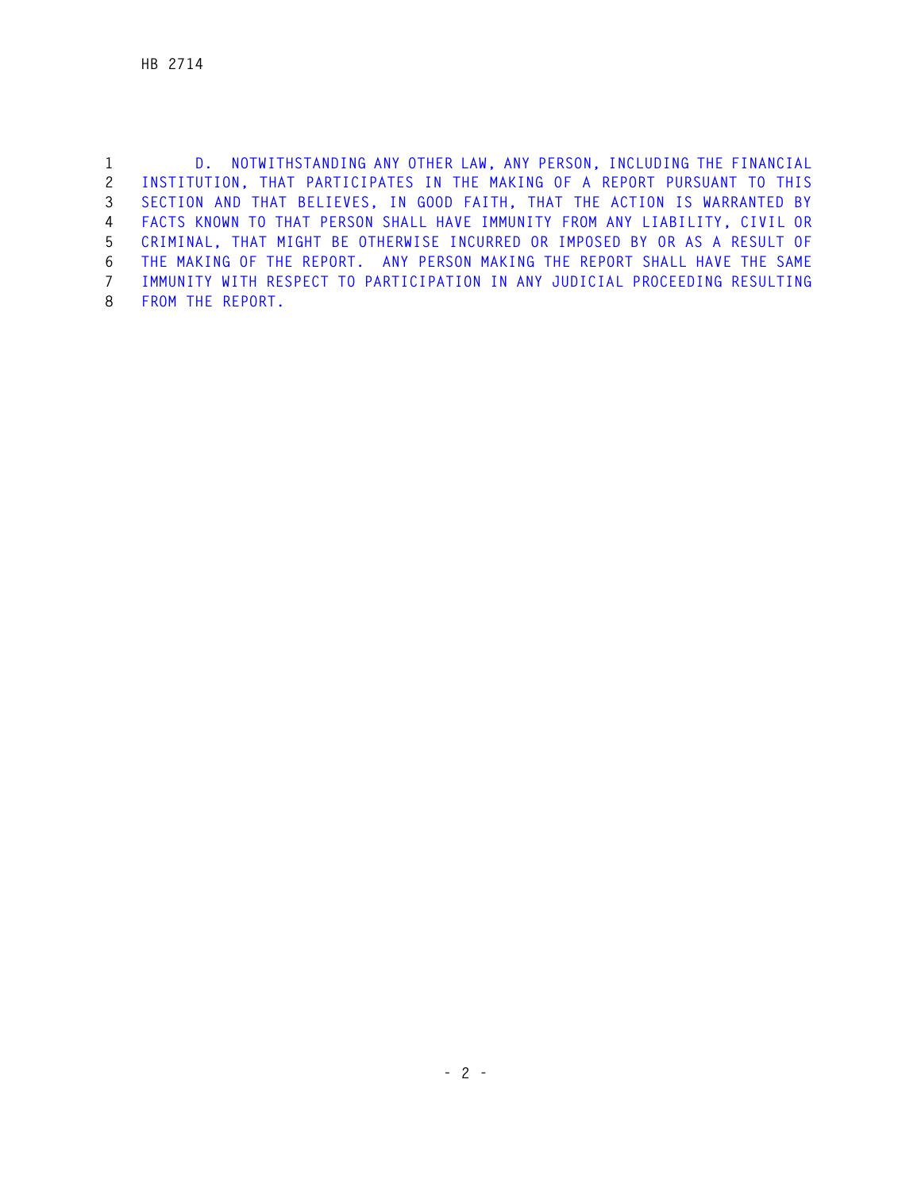D. NOTWITHSTANDING ANY OTHER LAW, ANY PERSON, INCLUDING THE FINANCIAL INSTITUTION, THAT PARTICIPATES IN THE MAKING OF A REPORT PURSUANT TO THIS SECTION AND THAT BELIEVES, IN GOOD FAITH, THAT THE ACTION IS WARRANTED BY FACTS KNOWN TO THAT PERSON SHALL HAVE IMMUNITY FROM ANY LIABILITY, CIVIL OR CRIMINAL, THAT MIGHT BE OTHERWISE INCURRED OR IMPOSED BY OR AS A RESULT OF THE MAKING OF THE REPORT. ANY PERSON MAKING THE REPORT SHALL HAVE THE SAME IMMUNITY WITH RESPECT TO PARTICIPATION IN ANY JUDICIAL PROCEEDING RESULTING FROM THE REPORT.